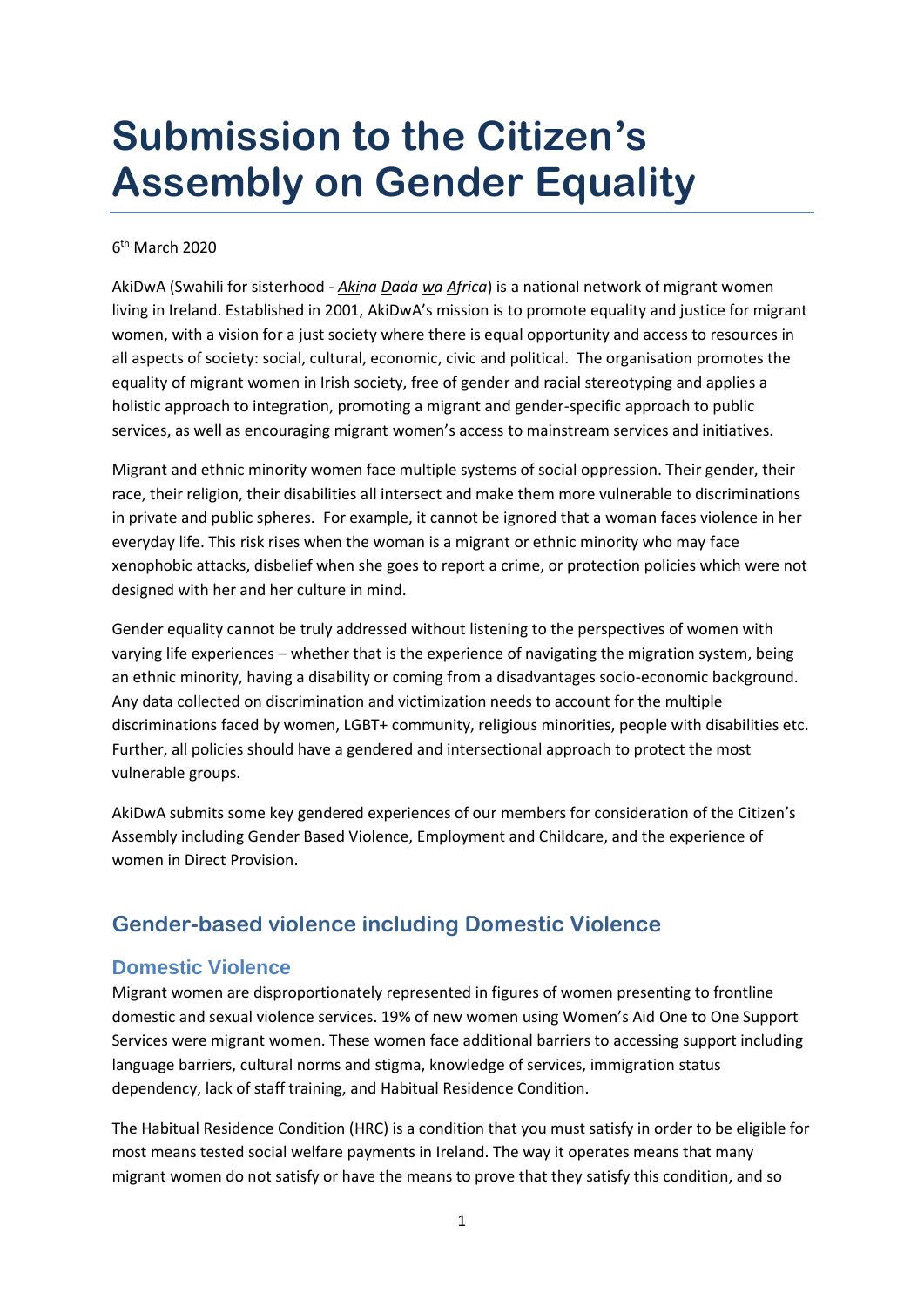# Submission to the Citizen's Assembly on Gender Equality

6th March 2020

AkiDwA (Swahili for sisterhood - ***Aki**na **D**ada **w**a **A**frica*) is a national network of migrant women living in Ireland. Established in 2001, AkiDwA's mission is to promote equality and justice for migrant women, with a vision for a just society where there is equal opportunity and access to resources in all aspects of society: social, cultural, economic, civic and political. The organisation promotes the equality of migrant women in Irish society, free of gender and racial stereotyping and applies a holistic approach to integration, promoting a migrant and gender-specific approach to public services, as well as encouraging migrant women's access to mainstream services and initiatives.

Migrant and ethnic minority women face multiple systems of social oppression. Their gender, their race, their religion, their disabilities all intersect and make them more vulnerable to discriminations in private and public spheres. For example, it cannot be ignored that a woman faces violence in her everyday life. This risk rises when the woman is a migrant or ethnic minority who may face xenophobic attacks, disbelief when she goes to report a crime, or protection policies which were not designed with her and her culture in mind.

Gender equality cannot be truly addressed without listening to the perspectives of women with varying life experiences – whether that is the experience of navigating the migration system, being an ethnic minority, having a disability or coming from a disadvantages socio-economic background. Any data collected on discrimination and victimization needs to account for the multiple discriminations faced by women, LGBT+ community, religious minorities, people with disabilities etc. Further, all policies should have a gendered and intersectional approach to protect the most vulnerable groups.

AkiDwA submits some key gendered experiences of our members for consideration of the Citizen's Assembly including Gender Based Violence, Employment and Childcare, and the experience of women in Direct Provision.

## Gender-based violence including Domestic Violence

### Domestic Violence

Migrant women are disproportionately represented in figures of women presenting to frontline domestic and sexual violence services. 19% of new women using Women's Aid One to One Support Services were migrant women. These women face additional barriers to accessing support including language barriers, cultural norms and stigma, knowledge of services, immigration status dependency, lack of staff training, and Habitual Residence Condition.

The Habitual Residence Condition (HRC) is a condition that you must satisfy in order to be eligible for most means tested social welfare payments in Ireland. The way it operates means that many migrant women do not satisfy or have the means to prove that they satisfy this condition, and so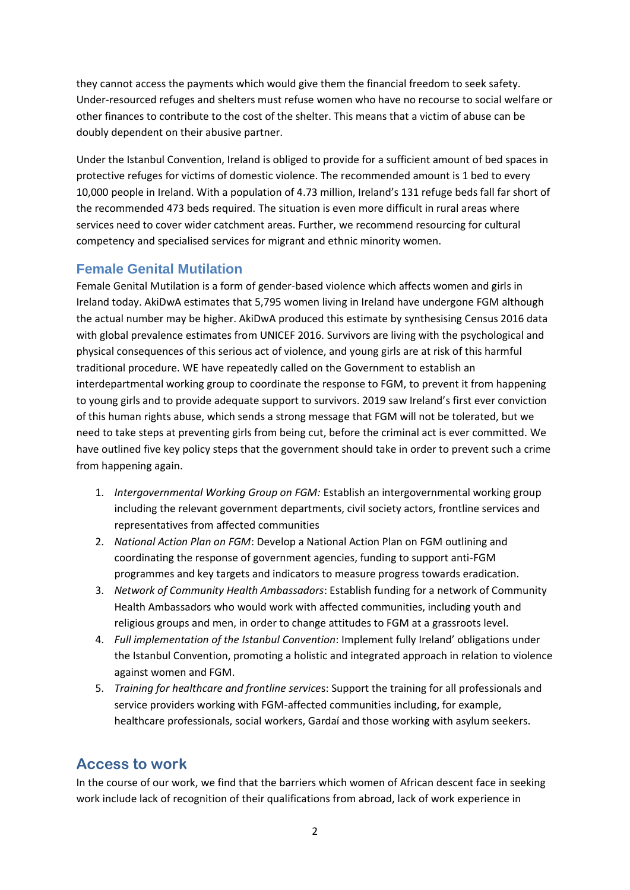they cannot access the payments which would give them the financial freedom to seek safety. Under-resourced refuges and shelters must refuse women who have no recourse to social welfare or other finances to contribute to the cost of the shelter. This means that a victim of abuse can be doubly dependent on their abusive partner.

Under the Istanbul Convention, Ireland is obliged to provide for a sufficient amount of bed spaces in protective refuges for victims of domestic violence. The recommended amount is 1 bed to every 10,000 people in Ireland. With a population of 4.73 million, Ireland's 131 refuge beds fall far short of the recommended 473 beds required. The situation is even more difficult in rural areas where services need to cover wider catchment areas. Further, we recommend resourcing for cultural competency and specialised services for migrant and ethnic minority women.

## Female Genital Mutilation

Female Genital Mutilation is a form of gender-based violence which affects women and girls in Ireland today. AkiDwA estimates that 5,795 women living in Ireland have undergone FGM although the actual number may be higher. AkiDwA produced this estimate by synthesising Census 2016 data with global prevalence estimates from UNICEF 2016. Survivors are living with the psychological and physical consequences of this serious act of violence, and young girls are at risk of this harmful traditional procedure. WE have repeatedly called on the Government to establish an interdepartmental working group to coordinate the response to FGM, to prevent it from happening to young girls and to provide adequate support to survivors. 2019 saw Ireland's first ever conviction of this human rights abuse, which sends a strong message that FGM will not be tolerated, but we need to take steps at preventing girls from being cut, before the criminal act is ever committed. We have outlined five key policy steps that the government should take in order to prevent such a crime from happening again.

1. *Intergovernmental Working Group on FGM:* Establish an intergovernmental working group including the relevant government departments, civil society actors, frontline services and representatives from affected communities
2. *National Action Plan on FGM*: Develop a National Action Plan on FGM outlining and coordinating the response of government agencies, funding to support anti-FGM programmes and key targets and indicators to measure progress towards eradication.
3. *Network of Community Health Ambassadors*: Establish funding for a network of Community Health Ambassadors who would work with affected communities, including youth and religious groups and men, in order to change attitudes to FGM at a grassroots level.
4. *Full implementation of the Istanbul Convention*: Implement fully Ireland' obligations under the Istanbul Convention, promoting a holistic and integrated approach in relation to violence against women and FGM.
5. *Training for healthcare and frontline services*: Support the training for all professionals and service providers working with FGM-affected communities including, for example, healthcare professionals, social workers, Gardaí and those working with asylum seekers.

## Access to work

In the course of our work, we find that the barriers which women of African descent face in seeking work include lack of recognition of their qualifications from abroad, lack of work experience in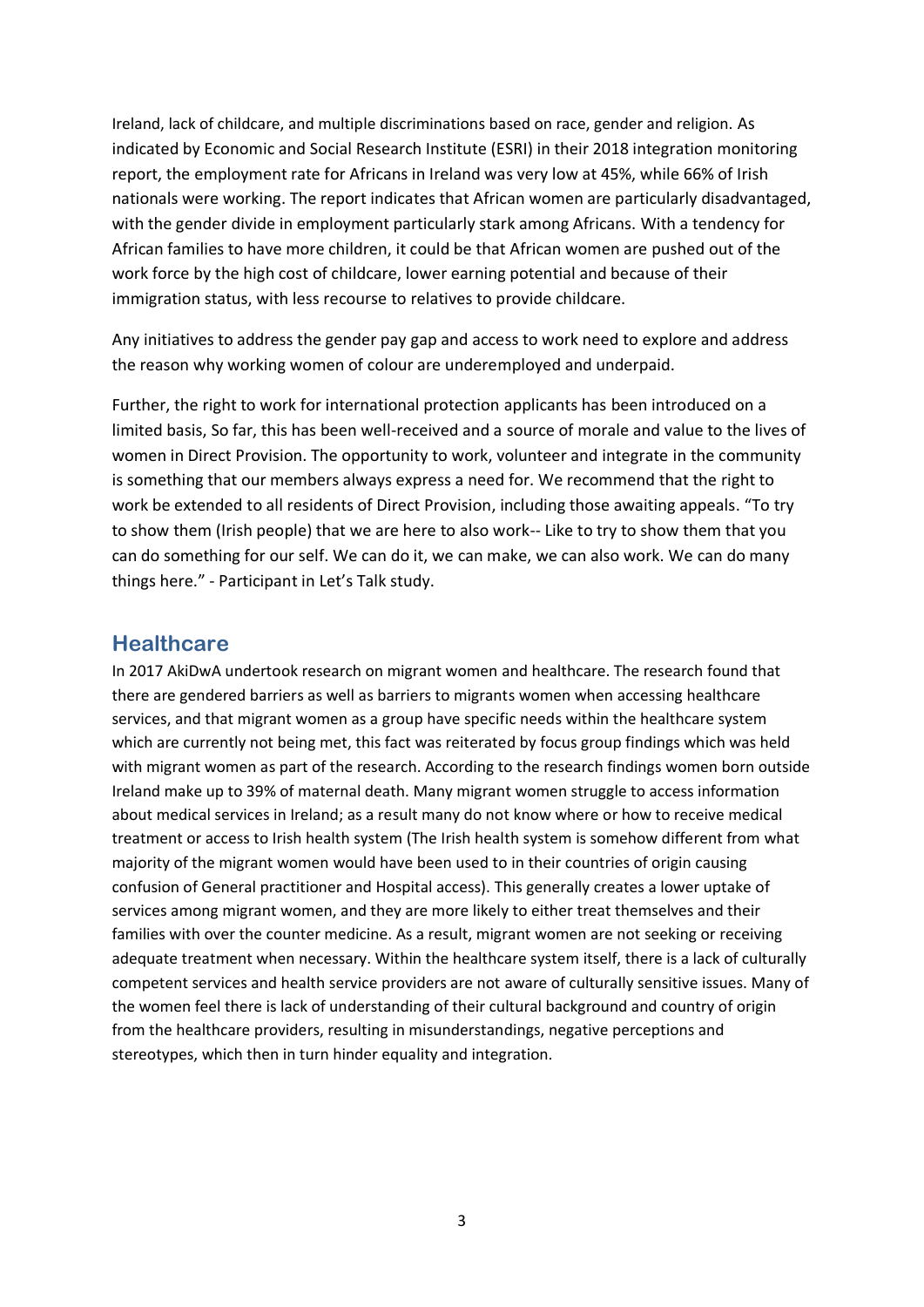Ireland, lack of childcare, and multiple discriminations based on race, gender and religion. As indicated by Economic and Social Research Institute (ESRI) in their 2018 integration monitoring report, the employment rate for Africans in Ireland was very low at 45%, while 66% of Irish nationals were working. The report indicates that African women are particularly disadvantaged, with the gender divide in employment particularly stark among Africans. With a tendency for African families to have more children, it could be that African women are pushed out of the work force by the high cost of childcare, lower earning potential and because of their immigration status, with less recourse to relatives to provide childcare.

Any initiatives to address the gender pay gap and access to work need to explore and address the reason why working women of colour are underemployed and underpaid.

Further, the right to work for international protection applicants has been introduced on a limited basis, So far, this has been well-received and a source of morale and value to the lives of women in Direct Provision. The opportunity to work, volunteer and integrate in the community is something that our members always express a need for. We recommend that the right to work be extended to all residents of Direct Provision, including those awaiting appeals. "To try to show them (Irish people) that we are here to also work-- Like to try to show them that you can do something for our self. We can do it, we can make, we can also work. We can do many things here." - Participant in Let's Talk study.

## Healthcare

In 2017 AkiDwA undertook research on migrant women and healthcare. The research found that there are gendered barriers as well as barriers to migrants women when accessing healthcare services, and that migrant women as a group have specific needs within the healthcare system which are currently not being met, this fact was reiterated by focus group findings which was held with migrant women as part of the research. According to the research findings women born outside Ireland make up to 39% of maternal death. Many migrant women struggle to access information about medical services in Ireland; as a result many do not know where or how to receive medical treatment or access to Irish health system (The Irish health system is somehow different from what majority of the migrant women would have been used to in their countries of origin causing confusion of General practitioner and Hospital access). This generally creates a lower uptake of services among migrant women, and they are more likely to either treat themselves and their families with over the counter medicine. As a result, migrant women are not seeking or receiving adequate treatment when necessary. Within the healthcare system itself, there is a lack of culturally competent services and health service providers are not aware of culturally sensitive issues. Many of the women feel there is lack of understanding of their cultural background and country of origin from the healthcare providers, resulting in misunderstandings, negative perceptions and stereotypes, which then in turn hinder equality and integration.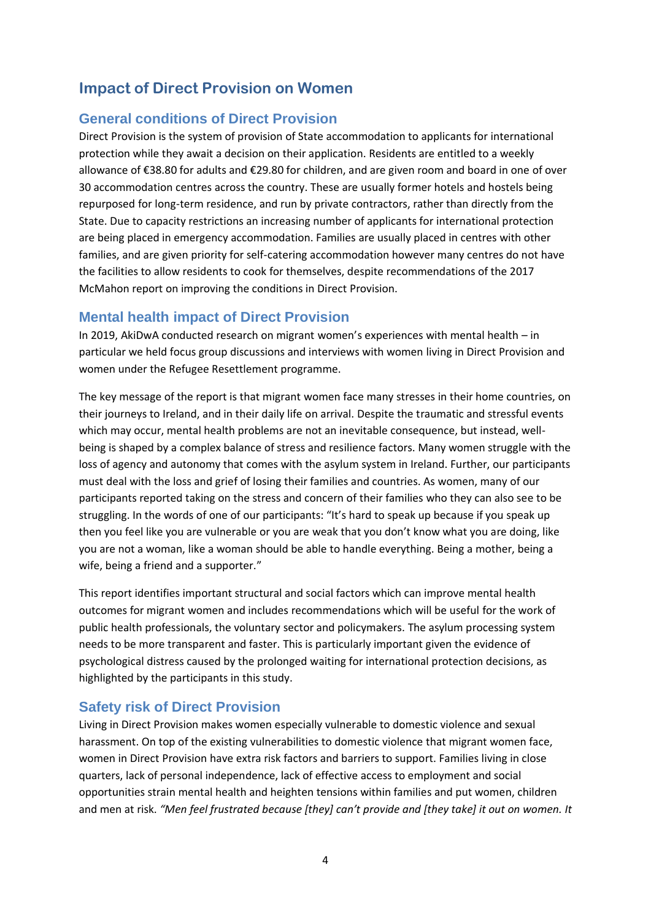## Impact of Direct Provision on Women

### General conditions of Direct Provision

Direct Provision is the system of provision of State accommodation to applicants for international protection while they await a decision on their application. Residents are entitled to a weekly allowance of €38.80 for adults and €29.80 for children, and are given room and board in one of over 30 accommodation centres across the country. These are usually former hotels and hostels being repurposed for long-term residence, and run by private contractors, rather than directly from the State. Due to capacity restrictions an increasing number of applicants for international protection are being placed in emergency accommodation. Families are usually placed in centres with other families, and are given priority for self-catering accommodation however many centres do not have the facilities to allow residents to cook for themselves, despite recommendations of the 2017 McMahon report on improving the conditions in Direct Provision.

### Mental health impact of Direct Provision

In 2019, AkiDwA conducted research on migrant women's experiences with mental health – in particular we held focus group discussions and interviews with women living in Direct Provision and women under the Refugee Resettlement programme.

The key message of the report is that migrant women face many stresses in their home countries, on their journeys to Ireland, and in their daily life on arrival. Despite the traumatic and stressful events which may occur, mental health problems are not an inevitable consequence, but instead, well-being is shaped by a complex balance of stress and resilience factors. Many women struggle with the loss of agency and autonomy that comes with the asylum system in Ireland. Further, our participants must deal with the loss and grief of losing their families and countries. As women, many of our participants reported taking on the stress and concern of their families who they can also see to be struggling. In the words of one of our participants: "It's hard to speak up because if you speak up then you feel like you are vulnerable or you are weak that you don't know what you are doing, like you are not a woman, like a woman should be able to handle everything. Being a mother, being a wife, being a friend and a supporter."

This report identifies important structural and social factors which can improve mental health outcomes for migrant women and includes recommendations which will be useful for the work of public health professionals, the voluntary sector and policymakers. The asylum processing system needs to be more transparent and faster. This is particularly important given the evidence of psychological distress caused by the prolonged waiting for international protection decisions, as highlighted by the participants in this study.

### Safety risk of Direct Provision

Living in Direct Provision makes women especially vulnerable to domestic violence and sexual harassment. On top of the existing vulnerabilities to domestic violence that migrant women face, women in Direct Provision have extra risk factors and barriers to support. Families living in close quarters, lack of personal independence, lack of effective access to employment and social opportunities strain mental health and heighten tensions within families and put women, children and men at risk. *"Men feel frustrated because [they] can't provide and [they take] it out on women. It*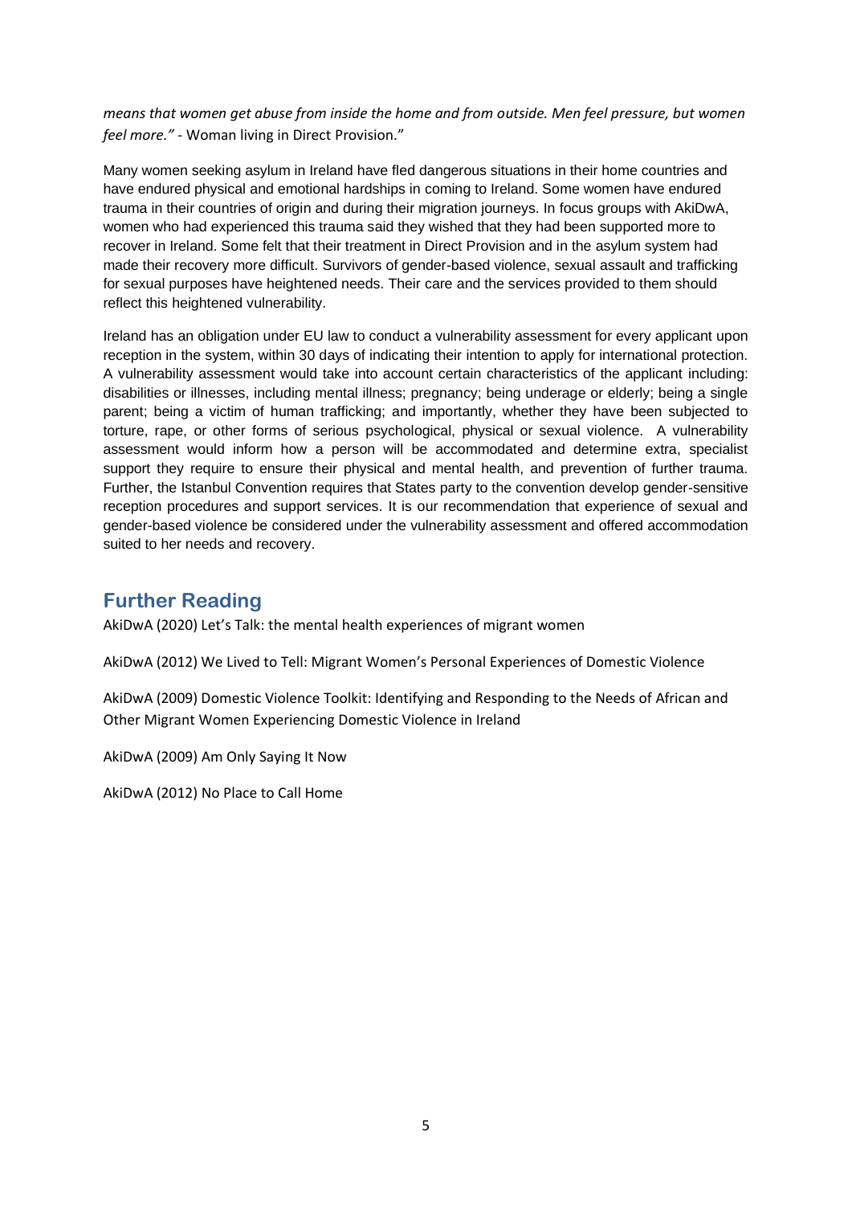*means that women get abuse from inside the home and from outside. Men feel pressure, but women feel more."* - Woman living in Direct Provision."

Many women seeking asylum in Ireland have fled dangerous situations in their home countries and have endured physical and emotional hardships in coming to Ireland. Some women have endured trauma in their countries of origin and during their migration journeys. In focus groups with AkiDwA, women who had experienced this trauma said they wished that they had been supported more to recover in Ireland. Some felt that their treatment in Direct Provision and in the asylum system had made their recovery more difficult. Survivors of gender-based violence, sexual assault and trafficking for sexual purposes have heightened needs. Their care and the services provided to them should reflect this heightened vulnerability.

Ireland has an obligation under EU law to conduct a vulnerability assessment for every applicant upon reception in the system, within 30 days of indicating their intention to apply for international protection. A vulnerability assessment would take into account certain characteristics of the applicant including: disabilities or illnesses, including mental illness; pregnancy; being underage or elderly; being a single parent; being a victim of human trafficking; and importantly, whether they have been subjected to torture, rape, or other forms of serious psychological, physical or sexual violence. A vulnerability assessment would inform how a person will be accommodated and determine extra, specialist support they require to ensure their physical and mental health, and prevention of further trauma. Further, the Istanbul Convention requires that States party to the convention develop gender-sensitive reception procedures and support services. It is our recommendation that experience of sexual and gender-based violence be considered under the vulnerability assessment and offered accommodation suited to her needs and recovery.

## Further Reading

AkiDwA (2020) Let's Talk: the mental health experiences of migrant women

AkiDwA (2012) We Lived to Tell: Migrant Women's Personal Experiences of Domestic Violence

AkiDwA (2009) Domestic Violence Toolkit: Identifying and Responding to the Needs of African and Other Migrant Women Experiencing Domestic Violence in Ireland

AkiDwA (2009) Am Only Saying It Now

AkiDwA (2012) No Place to Call Home